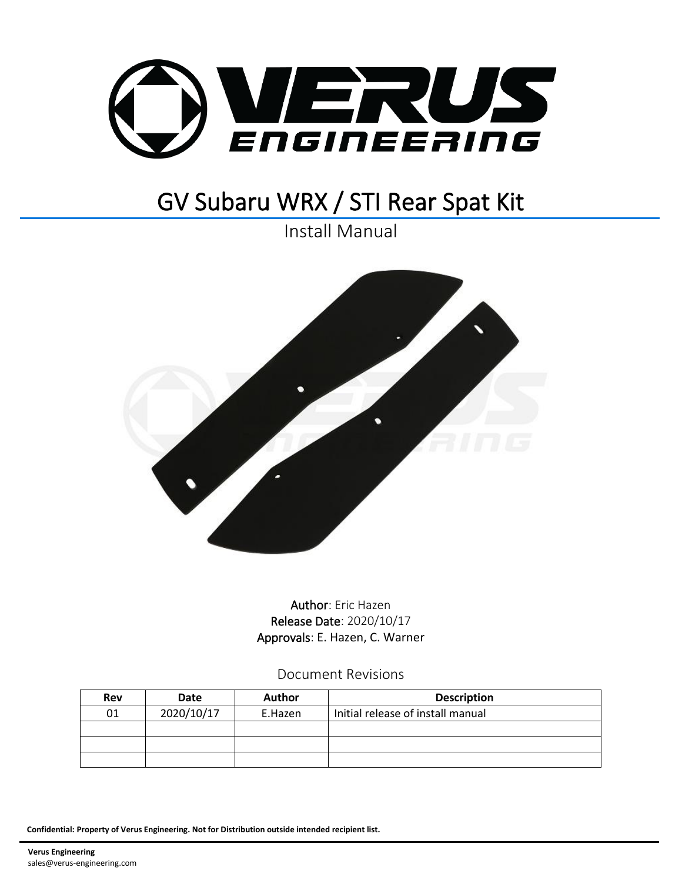# GV Subaru WRX / STI Rear Spat Kit

Install Manual

**Author**: Eric Hazen
**Release Date**: 2020/10/17
**Approvals**: E. Hazen, C. Warner

## Document Revisions

| Rev | Date | Author | Description |
| --- | --- | --- | --- |
| 01 | 2020/10/17 | E.Hazen | Initial release of install manual |
| | | | |
| | | | |
| | | | |

**Confidential: Property of Verus Engineering. Not for Distribution outside intended recipient list.**

**Verus Engineering**
sales@verus-engineering.com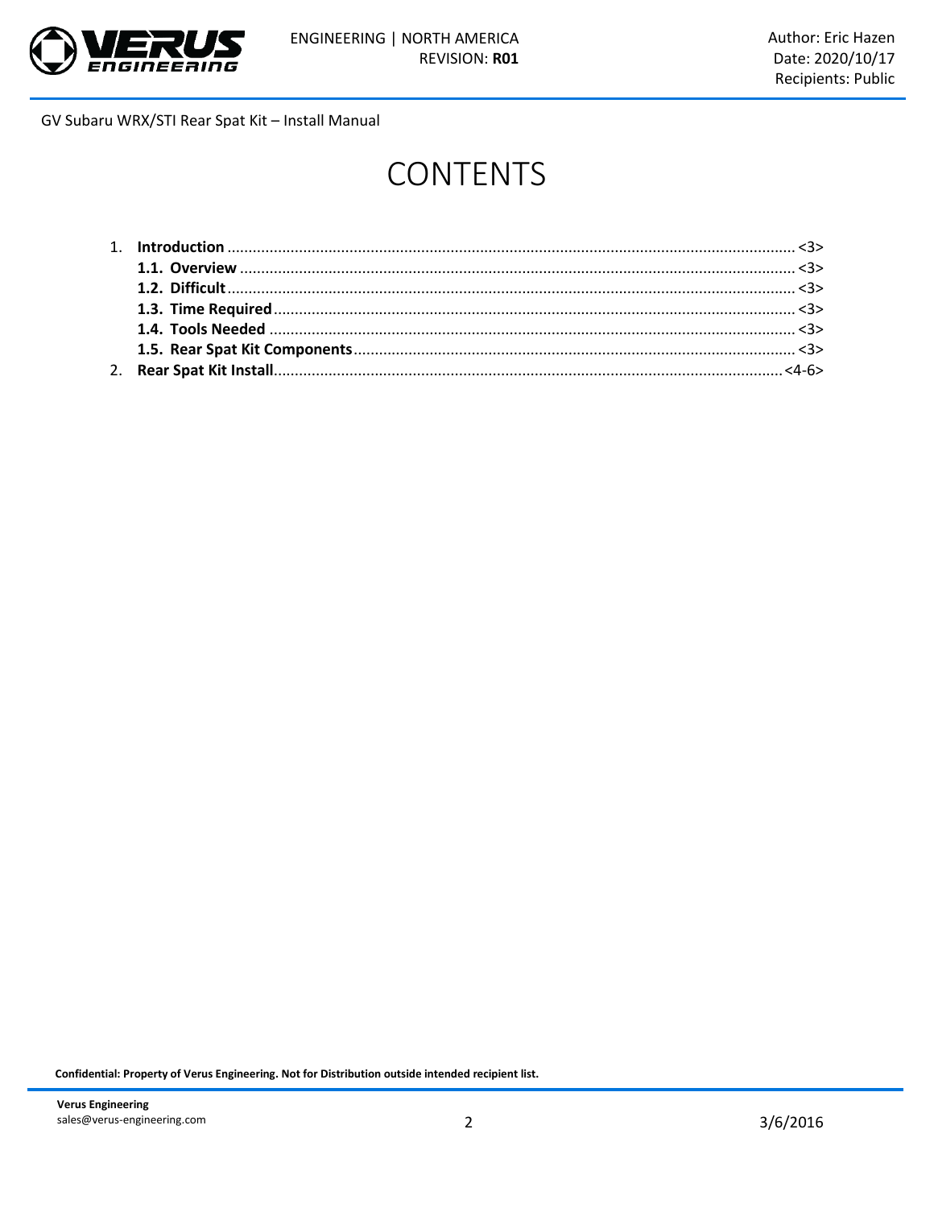# CONTENTS

1. **Introduction** ..................................................... <3>
   - **1.1. Overview** ..................................................... <3>
   - **1.2. Difficult** ..................................................... <3>
   - **1.3. Time Required** ..................................................... <3>
   - **1.4. Tools Needed** ..................................................... <3>
   - **1.5. Rear Spat Kit Components** ..................................................... <3>
2. **Rear Spat Kit Install** ..................................................... <4-6>

**Confidential: Property of Verus Engineering. Not for Distribution outside intended recipient list.**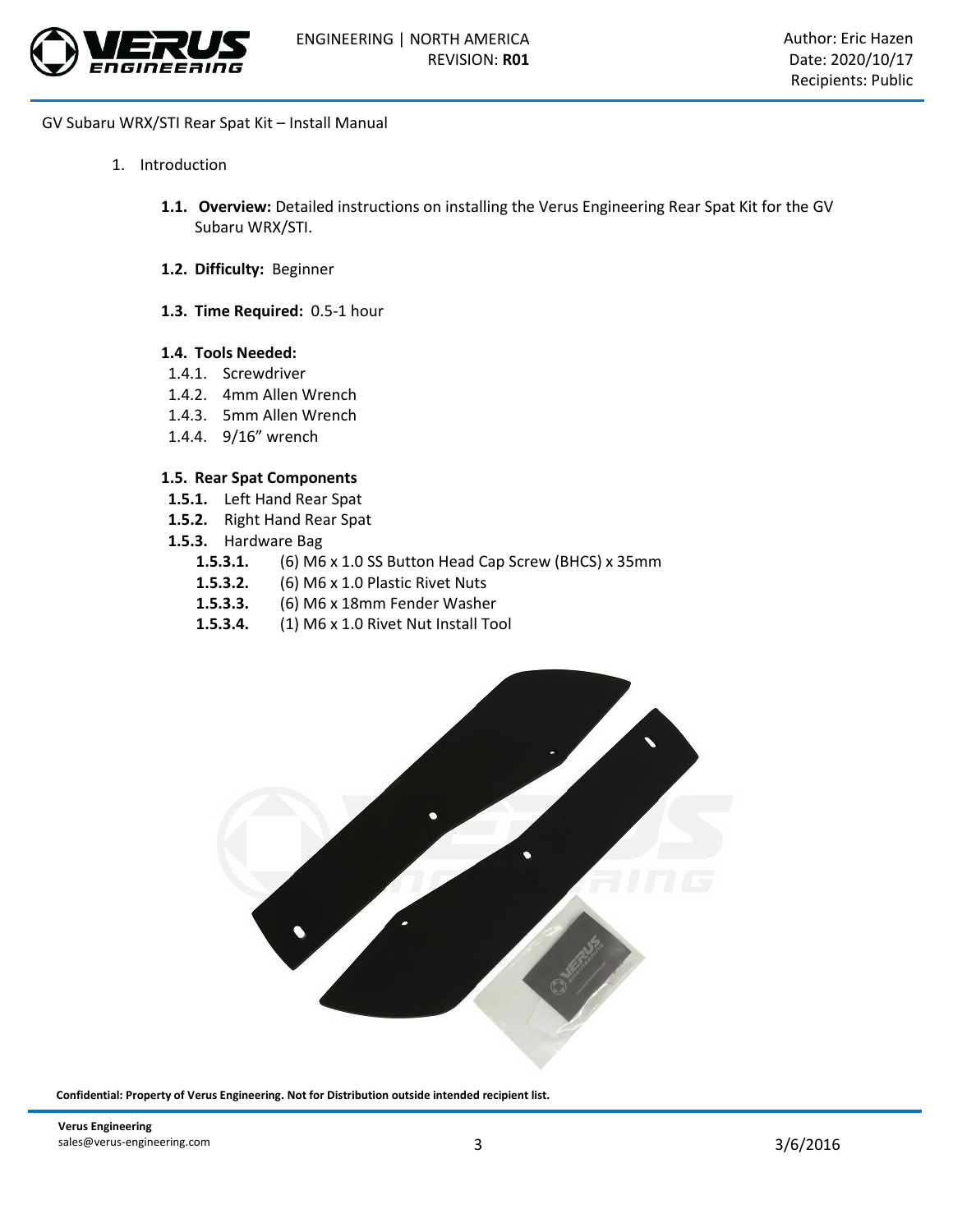GV Subaru WRX/STI Rear Spat Kit – Install Manual

1. Introduction

**1.1. Overview:** Detailed instructions on installing the Verus Engineering Rear Spat Kit for the GV Subaru WRX/STI.

**1.2. Difficulty:** Beginner

**1.3. Time Required:** 0.5-1 hour

**1.4. Tools Needed:**

- 1.4.1. Screwdriver
- 1.4.2. 4mm Allen Wrench
- 1.4.3. 5mm Allen Wrench
- 1.4.4. 9/16” wrench

**1.5. Rear Spat Components**

- **1.5.1.** Left Hand Rear Spat
- **1.5.2.** Right Hand Rear Spat
- **1.5.3.** Hardware Bag
  - **1.5.3.1.** (6) M6 x 1.0 SS Button Head Cap Screw (BHCS) x 35mm
  - **1.5.3.2.** (6) M6 x 1.0 Plastic Rivet Nuts
  - **1.5.3.3.** (6) M6 x 18mm Fender Washer
  - **1.5.3.4.** (1) M6 x 1.0 Rivet Nut Install Tool

**Confidential: Property of Verus Engineering. Not for Distribution outside intended recipient list.**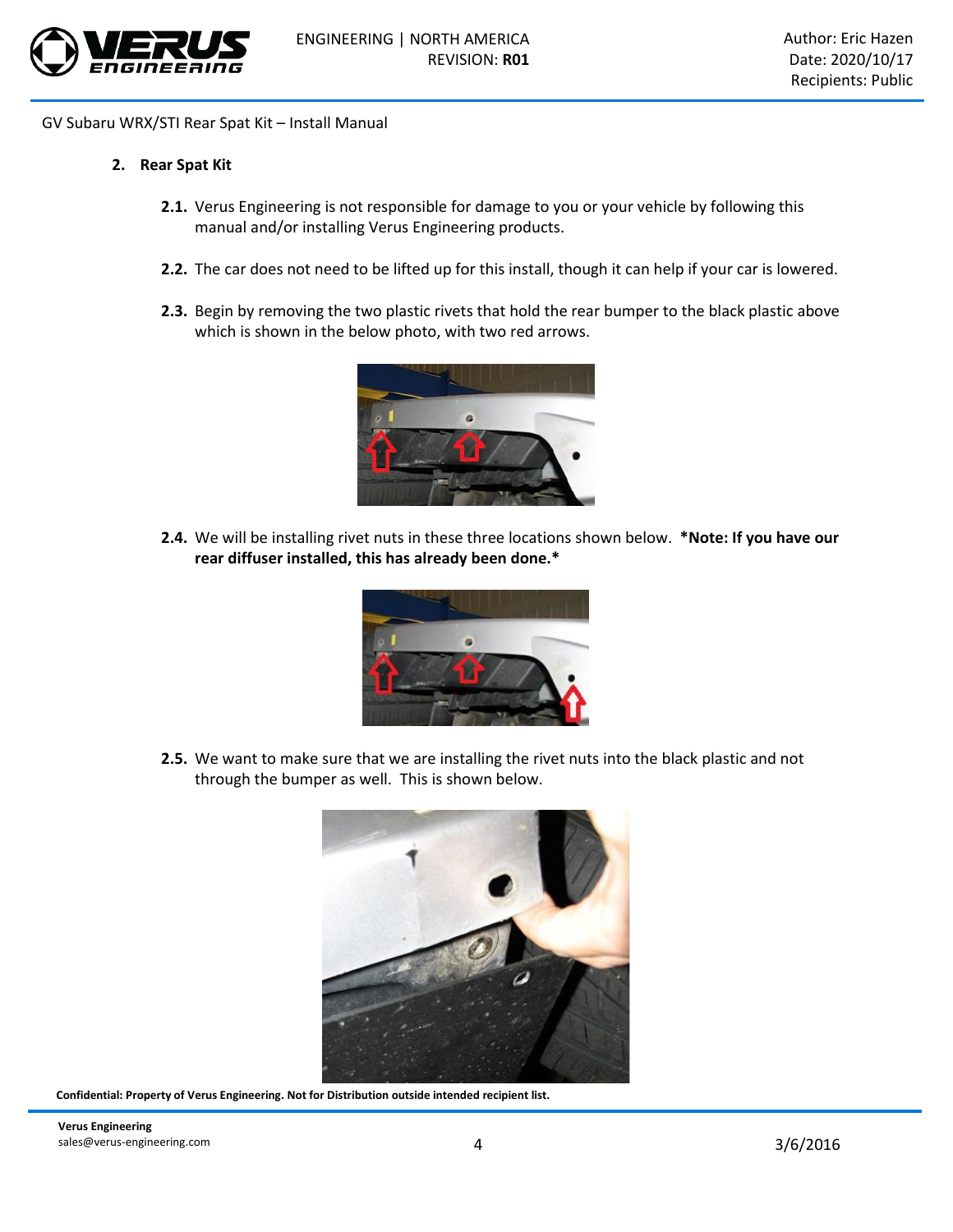GV Subaru WRX/STI Rear Spat Kit – Install Manual

## 2. Rear Spat Kit

**2.1.** Verus Engineering is not responsible for damage to you or your vehicle by following this manual and/or installing Verus Engineering products.

**2.2.** The car does not need to be lifted up for this install, though it can help if your car is lowered.

**2.3.** Begin by removing the two plastic rivets that hold the rear bumper to the black plastic above which is shown in the below photo, with two red arrows.

**2.4.** We will be installing rivet nuts in these three locations shown below. ***Note: If you have our rear diffuser installed, this has already been done.***

**2.5.** We want to make sure that we are installing the rivet nuts into the black plastic and not through the bumper as well. This is shown below.

**Confidential: Property of Verus Engineering. Not for Distribution outside intended recipient list.**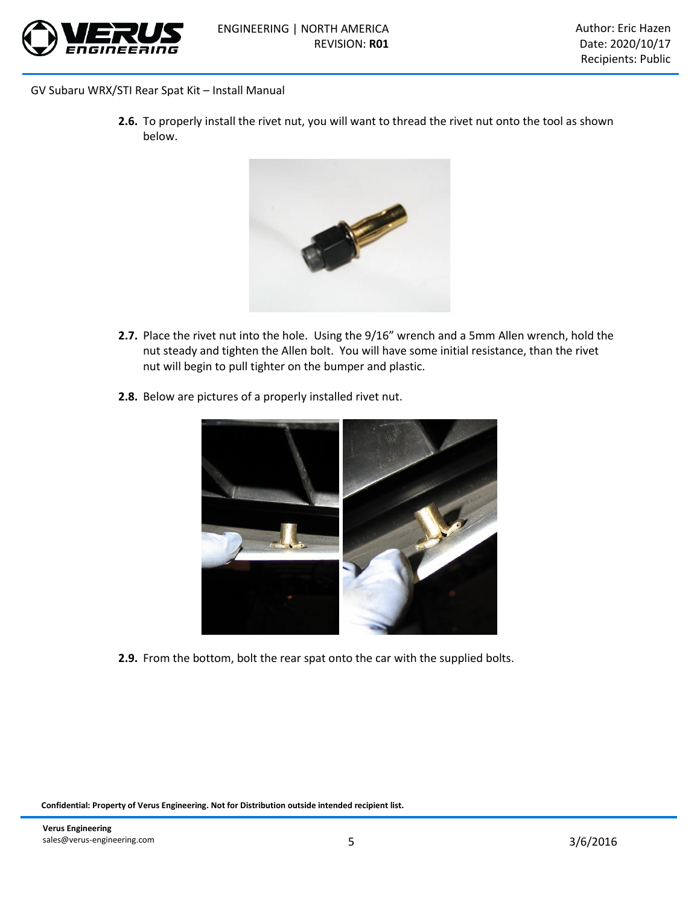GV Subaru WRX/STI Rear Spat Kit – Install Manual

**2.6.** To properly install the rivet nut, you will want to thread the rivet nut onto the tool as shown below.

**2.7.** Place the rivet nut into the hole. Using the 9/16" wrench and a 5mm Allen wrench, hold the nut steady and tighten the Allen bolt. You will have some initial resistance, than the rivet nut will begin to pull tighter on the bumper and plastic.

**2.8.** Below are pictures of a properly installed rivet nut.

**2.9.** From the bottom, bolt the rear spat onto the car with the supplied bolts.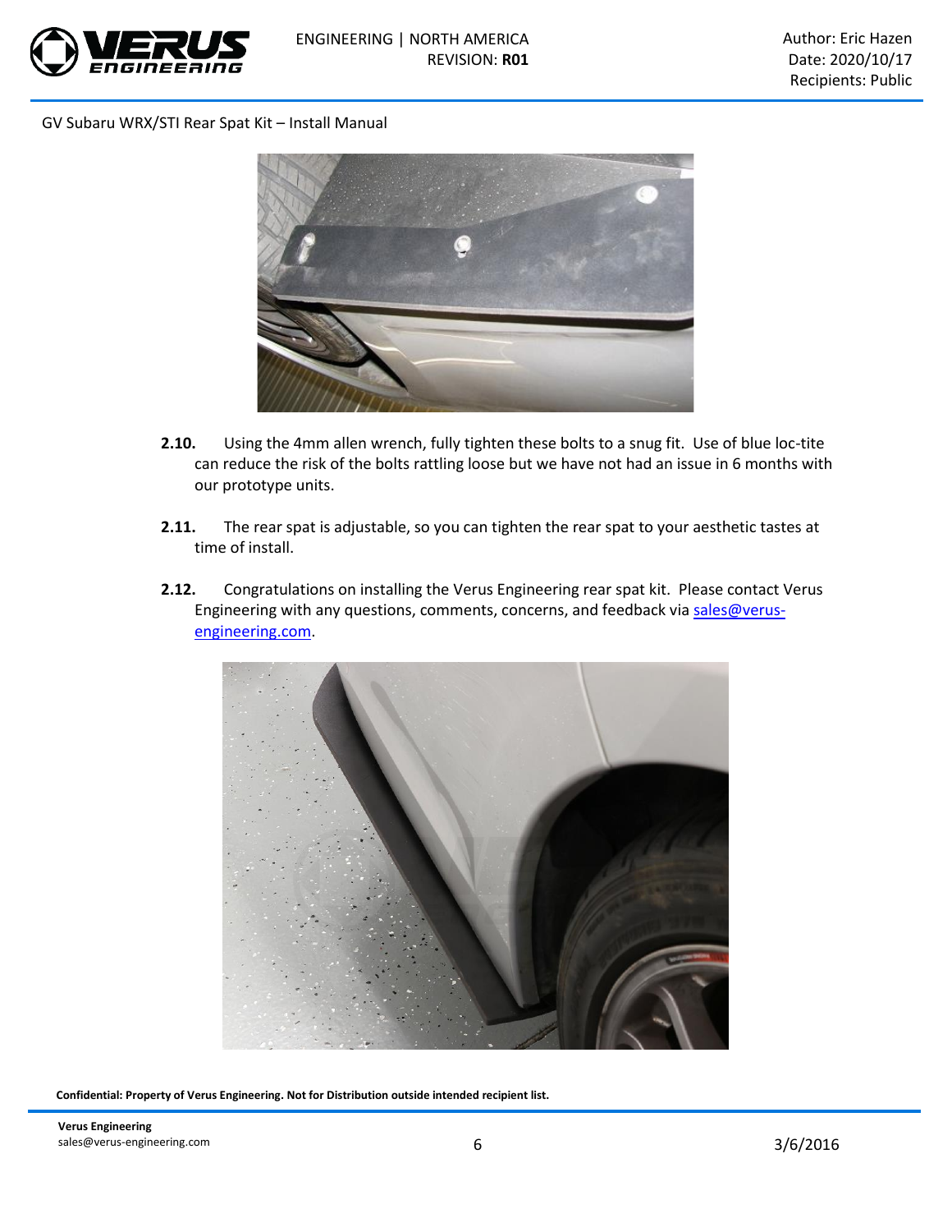GV Subaru WRX/STI Rear Spat Kit – Install Manual

**2.10.** Using the 4mm allen wrench, fully tighten these bolts to a snug fit. Use of blue loc-tite can reduce the risk of the bolts rattling loose but we have not had an issue in 6 months with our prototype units.

**2.11.** The rear spat is adjustable, so you can tighten the rear spat to your aesthetic tastes at time of install.

**2.12.** Congratulations on installing the Verus Engineering rear spat kit. Please contact Verus Engineering with any questions, comments, concerns, and feedback via sales@verus-engineering.com.